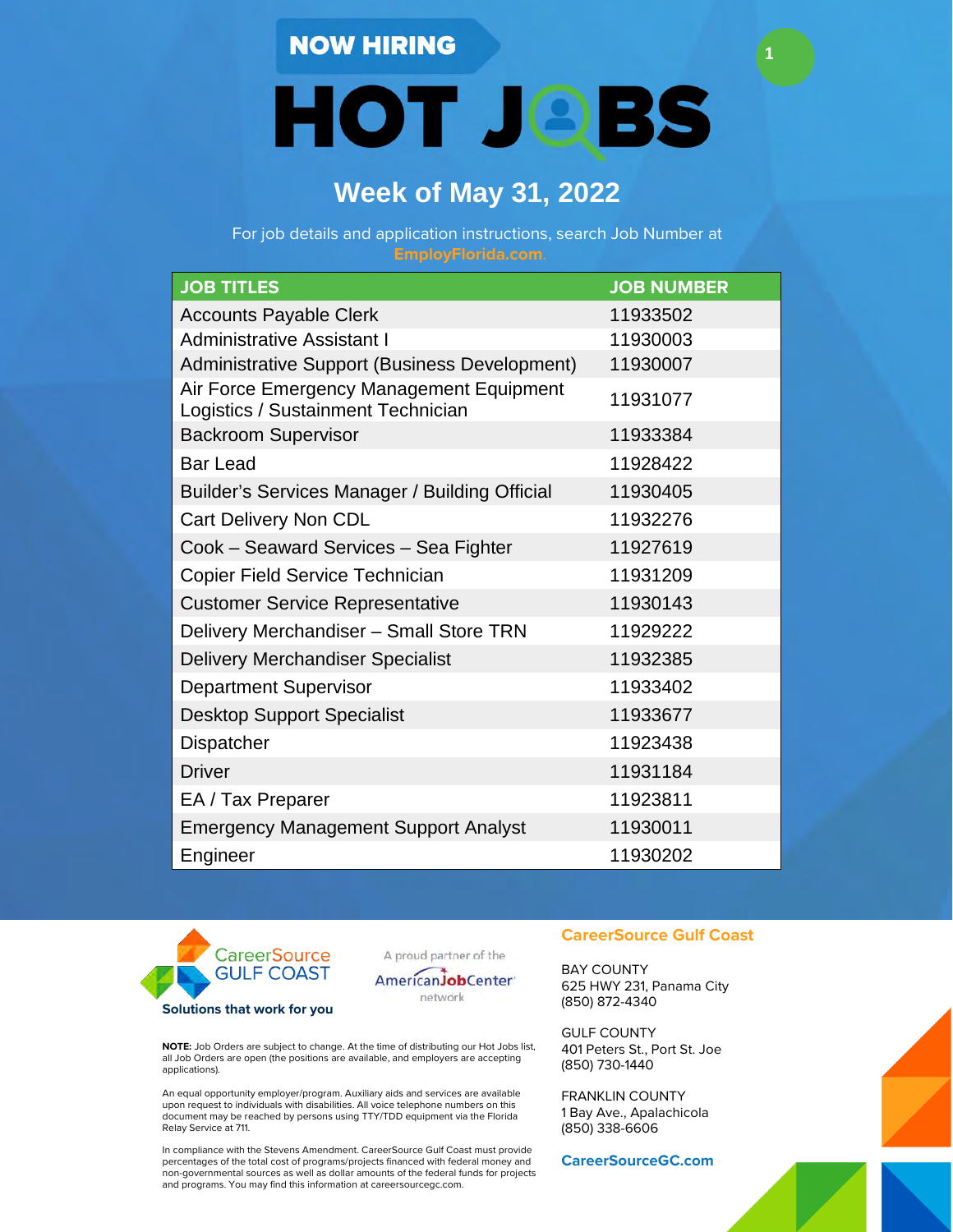NOW HIRING

# HOT JOBS

## Week of May 31, 2022

For job details and application instructions, search Job Number at EmployFlorida.com.

| JOB TITLES | JOB NUMBER |
|---|---|
| Accounts Payable Clerk | 11933502 |
| Administrative Assistant I | 11930003 |
| Administrative Support (Business Development) | 11930007 |
| Air Force Emergency Management Equipment Logistics / Sustainment Technician | 11931077 |
| Backroom Supervisor | 11933384 |
| Bar Lead | 11928422 |
| Builder's Services Manager / Building Official | 11930405 |
| Cart Delivery Non CDL | 11932276 |
| Cook – Seaward Services – Sea Fighter | 11927619 |
| Copier Field Service Technician | 11931209 |
| Customer Service Representative | 11930143 |
| Delivery Merchandiser – Small Store TRN | 11929222 |
| Delivery Merchandiser Specialist | 11932385 |
| Department Supervisor | 11933402 |
| Desktop Support Specialist | 11933677 |
| Dispatcher | 11923438 |
| Driver | 11931184 |
| EA / Tax Preparer | 11923811 |
| Emergency Management Support Analyst | 11930011 |
| Engineer | 11930202 |

CareerSource GULF COAST

**Solutions that work for you**

A proud partner of the AmericanJobCenter network

**NOTE:** Job Orders are subject to change. At the time of distributing our Hot Jobs list, all Job Orders are open (the positions are available, and employers are accepting applications).

An equal opportunity employer/program. Auxiliary aids and services are available upon request to individuals with disabilities. All voice telephone numbers on this document may be reached by persons using TTY/TDD equipment via the Florida Relay Service at 711.

In compliance with the Stevens Amendment. CareerSource Gulf Coast must provide percentages of the total cost of programs/projects financed with federal money and non-governmental sources as well as dollar amounts of the federal funds for projects and programs. You may find this information at careersourcegc.com.

**CareerSource Gulf Coast**

BAY COUNTY
625 HWY 231, Panama City
(850) 872-4340

GULF COUNTY
401 Peters St., Port St. Joe
(850) 730-1440

FRANKLIN COUNTY
1 Bay Ave., Apalachicola
(850) 338-6606

**CareerSourceGC.com**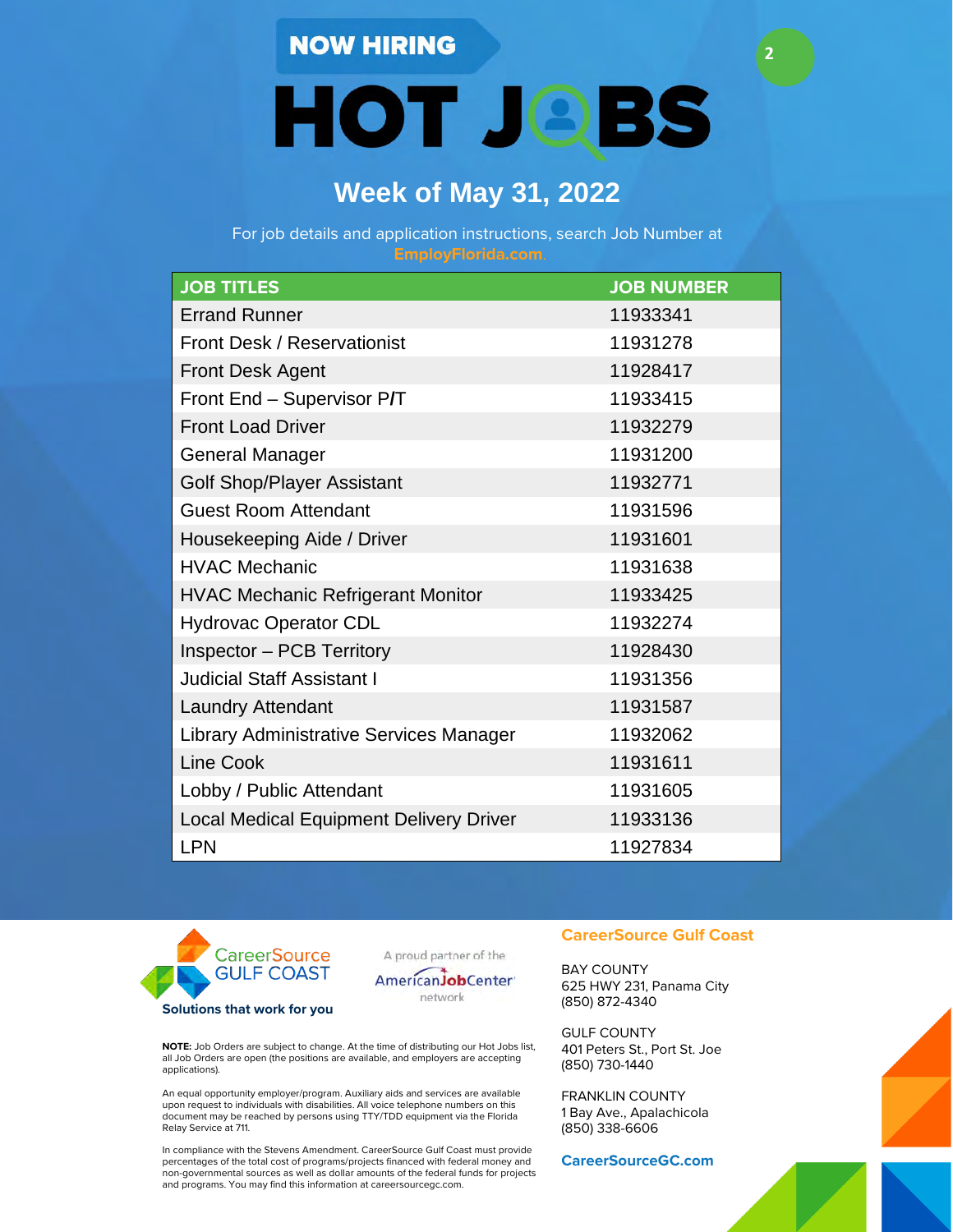NOW HIRING

# HOT JOBS

## Week of May 31, 2022

For job details and application instructions, search Job Number at EmployFlorida.com.

| JOB TITLES | JOB NUMBER |
| --- | --- |
| Errand Runner | 11933341 |
| Front Desk / Reservationist | 11931278 |
| Front Desk Agent | 11928417 |
| Front End – Supervisor P/T | 11933415 |
| Front Load Driver | 11932279 |
| General Manager | 11931200 |
| Golf Shop/Player Assistant | 11932771 |
| Guest Room Attendant | 11931596 |
| Housekeeping Aide / Driver | 11931601 |
| HVAC Mechanic | 11931638 |
| HVAC Mechanic Refrigerant Monitor | 11933425 |
| Hydrovac Operator CDL | 11932274 |
| Inspector – PCB Territory | 11928430 |
| Judicial Staff Assistant I | 11931356 |
| Laundry Attendant | 11931587 |
| Library Administrative Services Manager | 11932062 |
| Line Cook | 11931611 |
| Lobby / Public Attendant | 11931605 |
| Local Medical Equipment Delivery Driver | 11933136 |
| LPN | 11927834 |

CareerSource GULF COAST

Solutions that work for you

A proud partner of the AmericanJobCenter network

**NOTE:** Job Orders are subject to change. At the time of distributing our Hot Jobs list, all Job Orders are open (the positions are available, and employers are accepting applications).

An equal opportunity employer/program. Auxiliary aids and services are available upon request to individuals with disabilities. All voice telephone numbers on this document may be reached by persons using TTY/TDD equipment via the Florida Relay Service at 711.

In compliance with the Stevens Amendment. CareerSource Gulf Coast must provide percentages of the total cost of programs/projects financed with federal money and non-governmental sources as well as dollar amounts of the federal funds for projects and programs. You may find this information at careersourcegc.com.

**CareerSource Gulf Coast**

BAY COUNTY
625 HWY 231, Panama City
(850) 872-4340

GULF COUNTY
401 Peters St., Port St. Joe
(850) 730-1440

FRANKLIN COUNTY
1 Bay Ave., Apalachicola
(850) 338-6606

**CareerSourceGC.com**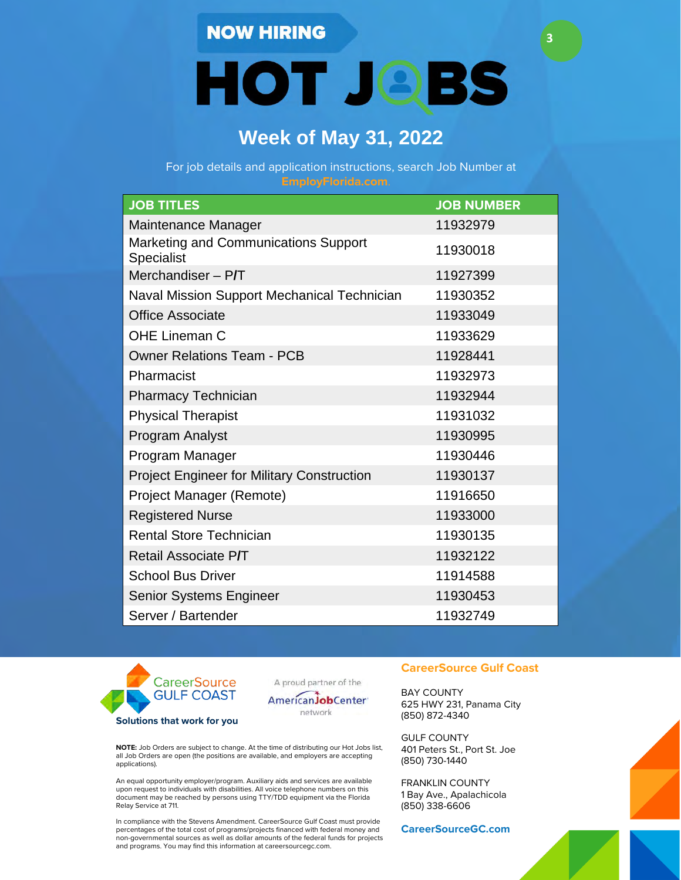**NOW HIRING**

# HOT JOBS

## Week of May 31, 2022

For job details and application instructions, search Job Number at **EmployFlorida.com**.

| JOB TITLES | JOB NUMBER |
|---|---|
| Maintenance Manager | 11932979 |
| Marketing and Communications Support Specialist | 11930018 |
| Merchandiser – P/T | 11927399 |
| Naval Mission Support Mechanical Technician | 11930352 |
| Office Associate | 11933049 |
| OHE Lineman C | 11933629 |
| Owner Relations Team - PCB | 11928441 |
| Pharmacist | 11932973 |
| Pharmacy Technician | 11932944 |
| Physical Therapist | 11931032 |
| Program Analyst | 11930995 |
| Program Manager | 11930446 |
| Project Engineer for Military Construction | 11930137 |
| Project Manager (Remote) | 11916650 |
| Registered Nurse | 11933000 |
| Rental Store Technician | 11930135 |
| Retail Associate P/T | 11932122 |
| School Bus Driver | 11914588 |
| Senior Systems Engineer | 11930453 |
| Server / Bartender | 11932749 |

CareerSource GULF COAST

**Solutions that work for you**

A proud partner of the AmericanJobCenter network

**NOTE:** Job Orders are subject to change. At the time of distributing our Hot Jobs list, all Job Orders are open (the positions are available, and employers are accepting applications).

An equal opportunity employer/program. Auxiliary aids and services are available upon request to individuals with disabilities. All voice telephone numbers on this document may be reached by persons using TTY/TDD equipment via the Florida Relay Service at 711.

In compliance with the Stevens Amendment. CareerSource Gulf Coast must provide percentages of the total cost of programs/projects financed with federal money and non-governmental sources as well as dollar amounts of the federal funds for projects and programs. You may find this information at careersourcegc.com.

**CareerSource Gulf Coast**

BAY COUNTY
625 HWY 231, Panama City
(850) 872-4340

GULF COUNTY
401 Peters St., Port St. Joe
(850) 730-1440

FRANKLIN COUNTY
1 Bay Ave., Apalachicola
(850) 338-6606

**CareerSourceGC.com**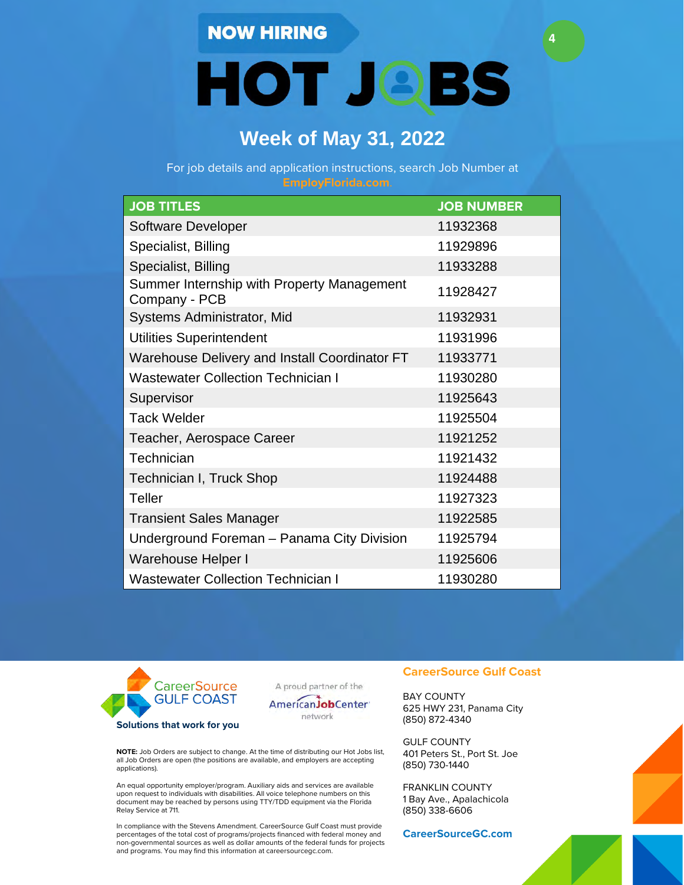NOW HIRING

# HOT JOBS

## Week of May 31, 2022

For job details and application instructions, search Job Number at EmployFlorida.com.

| JOB TITLES | JOB NUMBER |
|---|---|
| Software Developer | 11932368 |
| Specialist, Billing | 11929896 |
| Specialist, Billing | 11933288 |
| Summer Internship with Property Management Company - PCB | 11928427 |
| Systems Administrator, Mid | 11932931 |
| Utilities Superintendent | 11931996 |
| Warehouse Delivery and Install Coordinator FT | 11933771 |
| Wastewater Collection Technician I | 11930280 |
| Supervisor | 11925643 |
| Tack Welder | 11925504 |
| Teacher, Aerospace Career | 11921252 |
| Technician | 11921432 |
| Technician I, Truck Shop | 11924488 |
| Teller | 11927323 |
| Transient Sales Manager | 11922585 |
| Underground Foreman – Panama City Division | 11925794 |
| Warehouse Helper I | 11925606 |
| Wastewater Collection Technician I | 11930280 |

CareerSource GULF COAST

**Solutions that work for you**

A proud partner of the AmericanJobCenter network

**NOTE:** Job Orders are subject to change. At the time of distributing our Hot Jobs list, all Job Orders are open (the positions are available, and employers are accepting applications).

An equal opportunity employer/program. Auxiliary aids and services are available upon request to individuals with disabilities. All voice telephone numbers on this document may be reached by persons using TTY/TDD equipment via the Florida Relay Service at 711.

In compliance with the Stevens Amendment. CareerSource Gulf Coast must provide percentages of the total cost of programs/projects financed with federal money and non-governmental sources as well as dollar amounts of the federal funds for projects and programs. You may find this information at careersourcegc.com.

**CareerSource Gulf Coast**

BAY COUNTY
625 HWY 231, Panama City
(850) 872-4340

GULF COUNTY
401 Peters St., Port St. Joe
(850) 730-1440

FRANKLIN COUNTY
1 Bay Ave., Apalachicola
(850) 338-6606

**CareerSourceGC.com**